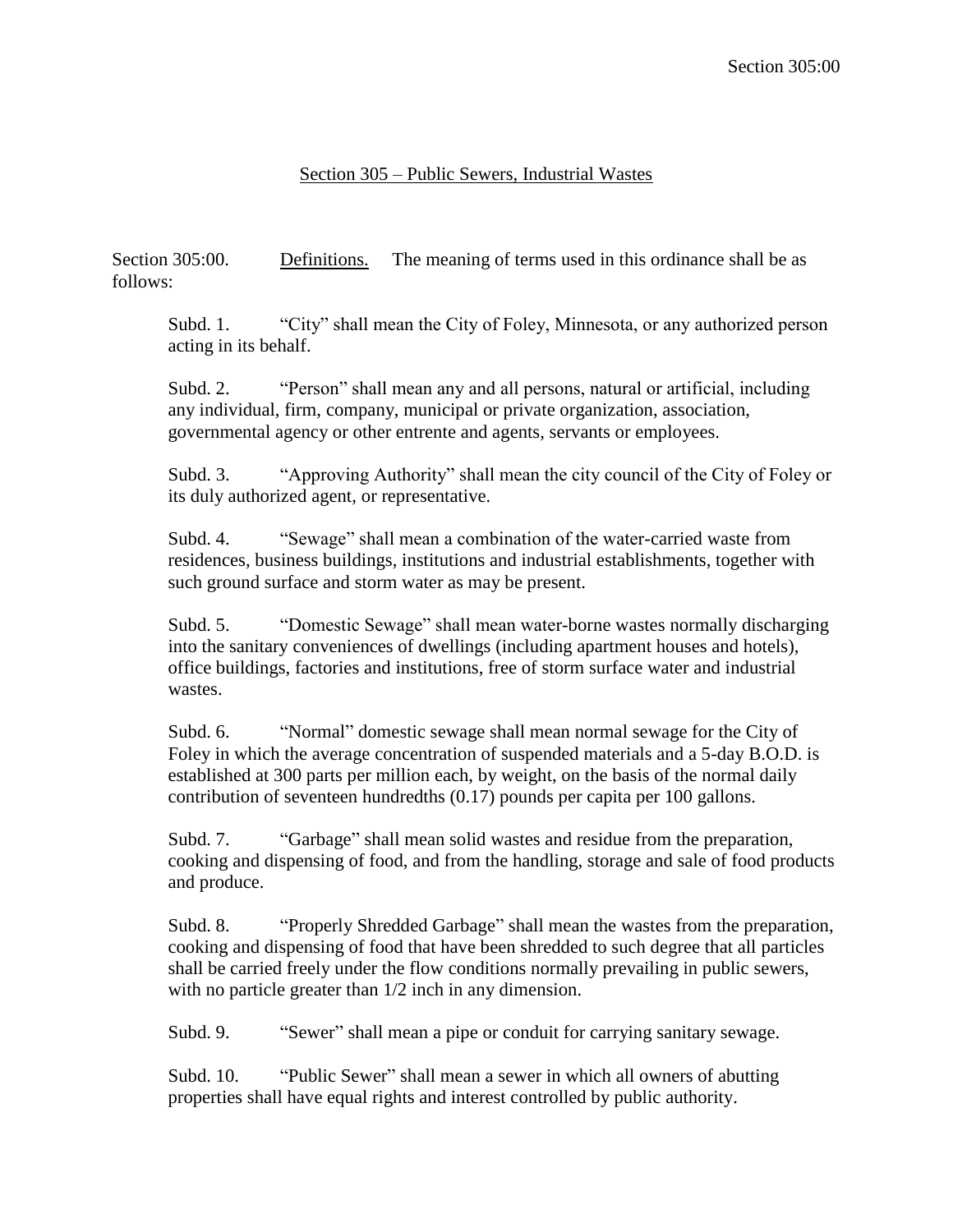## Section 305 – Public Sewers, Industrial Wastes

Section 305:00. Definitions. The meaning of terms used in this ordinance shall be as follows:

Subd. 1. "City" shall mean the City of Foley, Minnesota, or any authorized person acting in its behalf.

Subd. 2. "Person" shall mean any and all persons, natural or artificial, including any individual, firm, company, municipal or private organization, association, governmental agency or other entrente and agents, servants or employees.

Subd. 3. "Approving Authority" shall mean the city council of the City of Foley or its duly authorized agent, or representative.

Subd. 4. "Sewage" shall mean a combination of the water-carried waste from residences, business buildings, institutions and industrial establishments, together with such ground surface and storm water as may be present.

Subd. 5. "Domestic Sewage" shall mean water-borne wastes normally discharging into the sanitary conveniences of dwellings (including apartment houses and hotels), office buildings, factories and institutions, free of storm surface water and industrial wastes.

Subd. 6. "Normal" domestic sewage shall mean normal sewage for the City of Foley in which the average concentration of suspended materials and a 5-day B.O.D. is established at 300 parts per million each, by weight, on the basis of the normal daily contribution of seventeen hundredths (0.17) pounds per capita per 100 gallons.

Subd. 7. "Garbage" shall mean solid wastes and residue from the preparation, cooking and dispensing of food, and from the handling, storage and sale of food products and produce.

Subd. 8. "Properly Shredded Garbage" shall mean the wastes from the preparation, cooking and dispensing of food that have been shredded to such degree that all particles shall be carried freely under the flow conditions normally prevailing in public sewers, with no particle greater than 1/2 inch in any dimension.

Subd. 9. "Sewer" shall mean a pipe or conduit for carrying sanitary sewage.

Subd. 10. "Public Sewer" shall mean a sewer in which all owners of abutting properties shall have equal rights and interest controlled by public authority.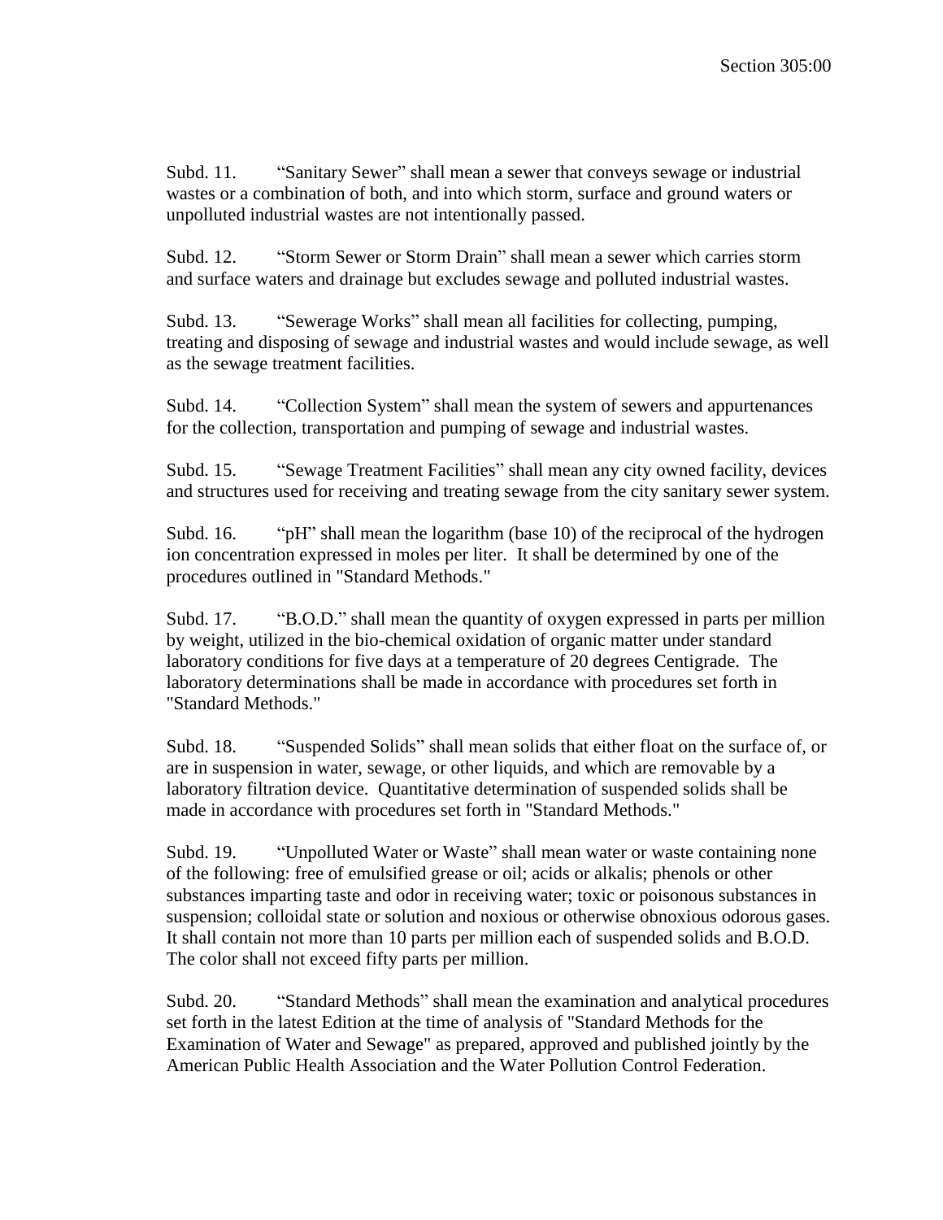Subd. 11. “Sanitary Sewer” shall mean a sewer that conveys sewage or industrial wastes or a combination of both, and into which storm, surface and ground waters or unpolluted industrial wastes are not intentionally passed.

Subd. 12. “Storm Sewer or Storm Drain” shall mean a sewer which carries storm and surface waters and drainage but excludes sewage and polluted industrial wastes.

Subd. 13. “Sewerage Works” shall mean all facilities for collecting, pumping, treating and disposing of sewage and industrial wastes and would include sewage, as well as the sewage treatment facilities.

Subd. 14. “Collection System” shall mean the system of sewers and appurtenances for the collection, transportation and pumping of sewage and industrial wastes.

Subd. 15. “Sewage Treatment Facilities” shall mean any city owned facility, devices and structures used for receiving and treating sewage from the city sanitary sewer system.

Subd. 16. “pH” shall mean the logarithm (base 10) of the reciprocal of the hydrogen ion concentration expressed in moles per liter. It shall be determined by one of the procedures outlined in "Standard Methods."

Subd. 17. “B.O.D.” shall mean the quantity of oxygen expressed in parts per million by weight, utilized in the bio-chemical oxidation of organic matter under standard laboratory conditions for five days at a temperature of 20 degrees Centigrade. The laboratory determinations shall be made in accordance with procedures set forth in "Standard Methods."

Subd. 18. “Suspended Solids” shall mean solids that either float on the surface of, or are in suspension in water, sewage, or other liquids, and which are removable by a laboratory filtration device. Quantitative determination of suspended solids shall be made in accordance with procedures set forth in "Standard Methods."

Subd. 19. “Unpolluted Water or Waste” shall mean water or waste containing none of the following: free of emulsified grease or oil; acids or alkalis; phenols or other substances imparting taste and odor in receiving water; toxic or poisonous substances in suspension; colloidal state or solution and noxious or otherwise obnoxious odorous gases. It shall contain not more than 10 parts per million each of suspended solids and B.O.D. The color shall not exceed fifty parts per million.

Subd. 20. “Standard Methods” shall mean the examination and analytical procedures set forth in the latest Edition at the time of analysis of "Standard Methods for the Examination of Water and Sewage" as prepared, approved and published jointly by the American Public Health Association and the Water Pollution Control Federation.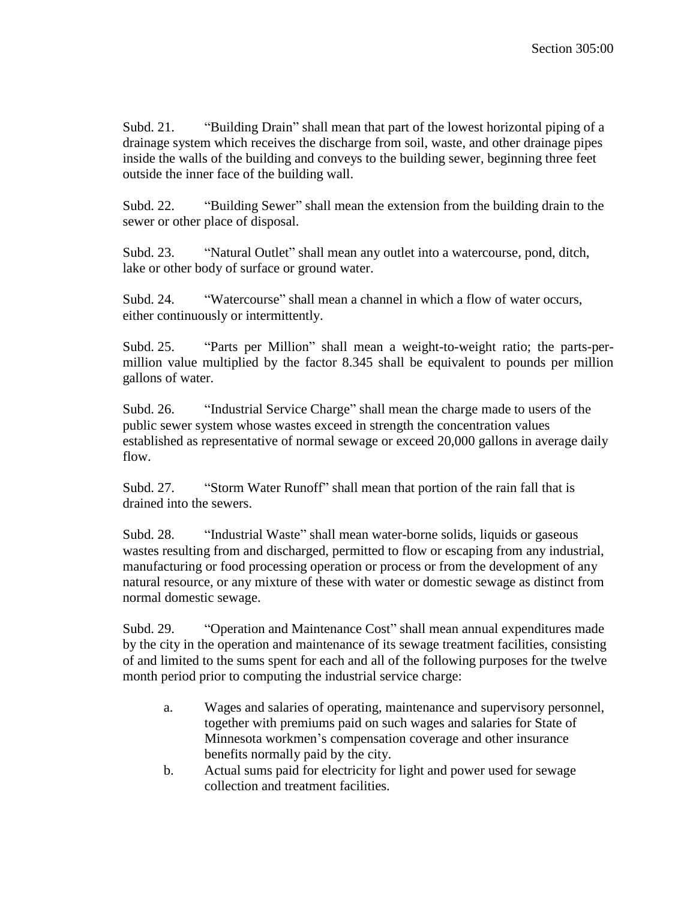Subd. 21. "Building Drain" shall mean that part of the lowest horizontal piping of a drainage system which receives the discharge from soil, waste, and other drainage pipes inside the walls of the building and conveys to the building sewer, beginning three feet outside the inner face of the building wall.

Subd. 22. "Building Sewer" shall mean the extension from the building drain to the sewer or other place of disposal.

Subd. 23. "Natural Outlet" shall mean any outlet into a watercourse, pond, ditch, lake or other body of surface or ground water.

Subd. 24. "Watercourse" shall mean a channel in which a flow of water occurs, either continuously or intermittently.

Subd. 25. "Parts per Million" shall mean a weight-to-weight ratio; the parts-per-million value multiplied by the factor 8.345 shall be equivalent to pounds per million gallons of water.

Subd. 26. "Industrial Service Charge" shall mean the charge made to users of the public sewer system whose wastes exceed in strength the concentration values established as representative of normal sewage or exceed 20,000 gallons in average daily flow.

Subd. 27. "Storm Water Runoff" shall mean that portion of the rain fall that is drained into the sewers.

Subd. 28. "Industrial Waste" shall mean water-borne solids, liquids or gaseous wastes resulting from and discharged, permitted to flow or escaping from any industrial, manufacturing or food processing operation or process or from the development of any natural resource, or any mixture of these with water or domestic sewage as distinct from normal domestic sewage.

Subd. 29. "Operation and Maintenance Cost" shall mean annual expenditures made by the city in the operation and maintenance of its sewage treatment facilities, consisting of and limited to the sums spent for each and all of the following purposes for the twelve month period prior to computing the industrial service charge:

a. Wages and salaries of operating, maintenance and supervisory personnel, together with premiums paid on such wages and salaries for State of Minnesota workmen's compensation coverage and other insurance benefits normally paid by the city.

b. Actual sums paid for electricity for light and power used for sewage collection and treatment facilities.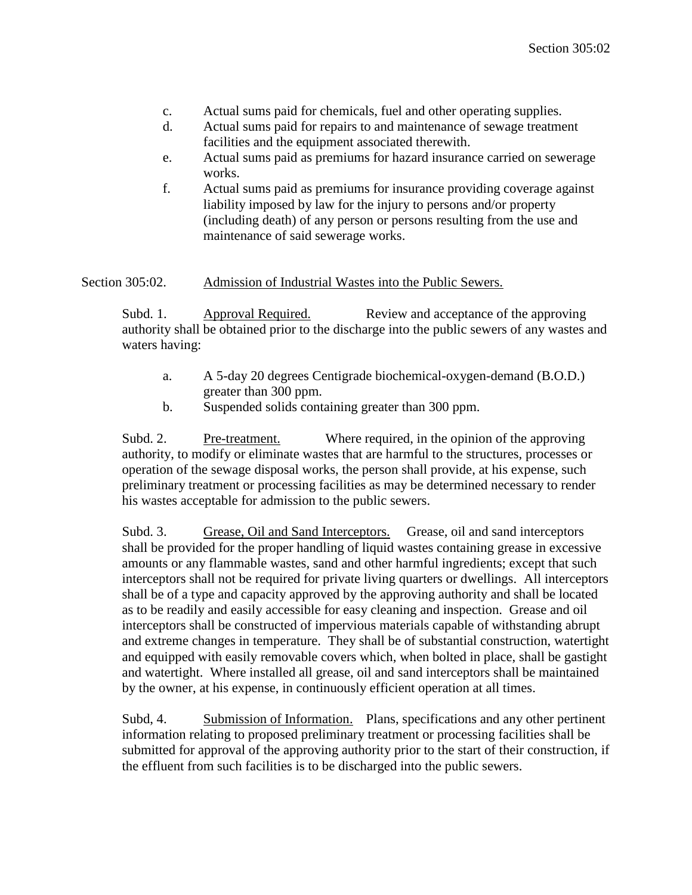c. Actual sums paid for chemicals, fuel and other operating supplies.

d. Actual sums paid for repairs to and maintenance of sewage treatment facilities and the equipment associated therewith.

e. Actual sums paid as premiums for hazard insurance carried on sewerage works.

f. Actual sums paid as premiums for insurance providing coverage against liability imposed by law for the injury to persons and/or property (including death) of any person or persons resulting from the use and maintenance of said sewerage works.

Section 305:02. Admission of Industrial Wastes into the Public Sewers.

Subd. 1. Approval Required. Review and acceptance of the approving authority shall be obtained prior to the discharge into the public sewers of any wastes and waters having:

a. A 5-day 20 degrees Centigrade biochemical-oxygen-demand (B.O.D.) greater than 300 ppm.

b. Suspended solids containing greater than 300 ppm.

Subd. 2. Pre-treatment. Where required, in the opinion of the approving authority, to modify or eliminate wastes that are harmful to the structures, processes or operation of the sewage disposal works, the person shall provide, at his expense, such preliminary treatment or processing facilities as may be determined necessary to render his wastes acceptable for admission to the public sewers.

Subd. 3. Grease, Oil and Sand Interceptors. Grease, oil and sand interceptors shall be provided for the proper handling of liquid wastes containing grease in excessive amounts or any flammable wastes, sand and other harmful ingredients; except that such interceptors shall not be required for private living quarters or dwellings. All interceptors shall be of a type and capacity approved by the approving authority and shall be located as to be readily and easily accessible for easy cleaning and inspection. Grease and oil interceptors shall be constructed of impervious materials capable of withstanding abrupt and extreme changes in temperature. They shall be of substantial construction, watertight and equipped with easily removable covers which, when bolted in place, shall be gastight and watertight. Where installed all grease, oil and sand interceptors shall be maintained by the owner, at his expense, in continuously efficient operation at all times.

Subd, 4. Submission of Information. Plans, specifications and any other pertinent information relating to proposed preliminary treatment or processing facilities shall be submitted for approval of the approving authority prior to the start of their construction, if the effluent from such facilities is to be discharged into the public sewers.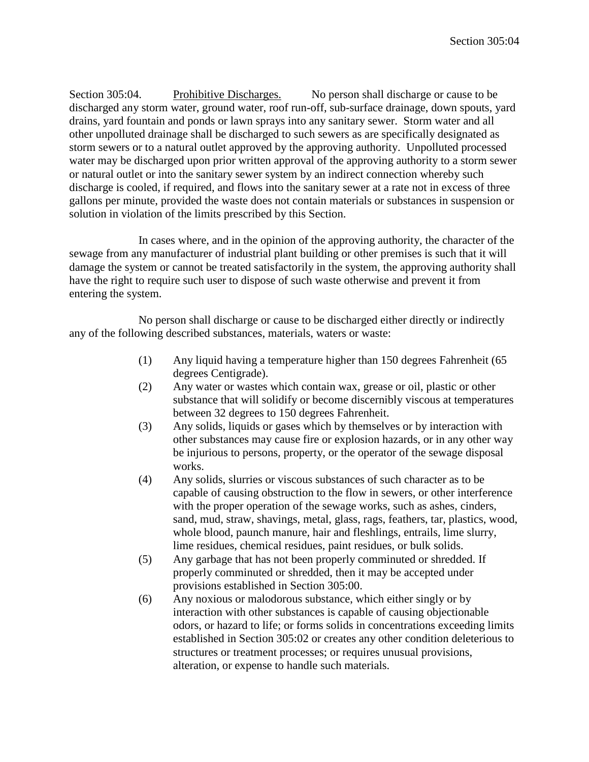Section 305:04. Prohibitive Discharges. No person shall discharge or cause to be discharged any storm water, ground water, roof run-off, sub-surface drainage, down spouts, yard drains, yard fountain and ponds or lawn sprays into any sanitary sewer. Storm water and all other unpolluted drainage shall be discharged to such sewers as are specifically designated as storm sewers or to a natural outlet approved by the approving authority. Unpolluted processed water may be discharged upon prior written approval of the approving authority to a storm sewer or natural outlet or into the sanitary sewer system by an indirect connection whereby such discharge is cooled, if required, and flows into the sanitary sewer at a rate not in excess of three gallons per minute, provided the waste does not contain materials or substances in suspension or solution in violation of the limits prescribed by this Section.

In cases where, and in the opinion of the approving authority, the character of the sewage from any manufacturer of industrial plant building or other premises is such that it will damage the system or cannot be treated satisfactorily in the system, the approving authority shall have the right to require such user to dispose of such waste otherwise and prevent it from entering the system.

No person shall discharge or cause to be discharged either directly or indirectly any of the following described substances, materials, waters or waste:

(1) Any liquid having a temperature higher than 150 degrees Fahrenheit (65 degrees Centigrade).

(2) Any water or wastes which contain wax, grease or oil, plastic or other substance that will solidify or become discernibly viscous at temperatures between 32 degrees to 150 degrees Fahrenheit.

(3) Any solids, liquids or gases which by themselves or by interaction with other substances may cause fire or explosion hazards, or in any other way be injurious to persons, property, or the operator of the sewage disposal works.

(4) Any solids, slurries or viscous substances of such character as to be capable of causing obstruction to the flow in sewers, or other interference with the proper operation of the sewage works, such as ashes, cinders, sand, mud, straw, shavings, metal, glass, rags, feathers, tar, plastics, wood, whole blood, paunch manure, hair and fleshlings, entrails, lime slurry, lime residues, chemical residues, paint residues, or bulk solids.

(5) Any garbage that has not been properly comminuted or shredded. If properly comminuted or shredded, then it may be accepted under provisions established in Section 305:00.

(6) Any noxious or malodorous substance, which either singly or by interaction with other substances is capable of causing objectionable odors, or hazard to life; or forms solids in concentrations exceeding limits established in Section 305:02 or creates any other condition deleterious to structures or treatment processes; or requires unusual provisions, alteration, or expense to handle such materials.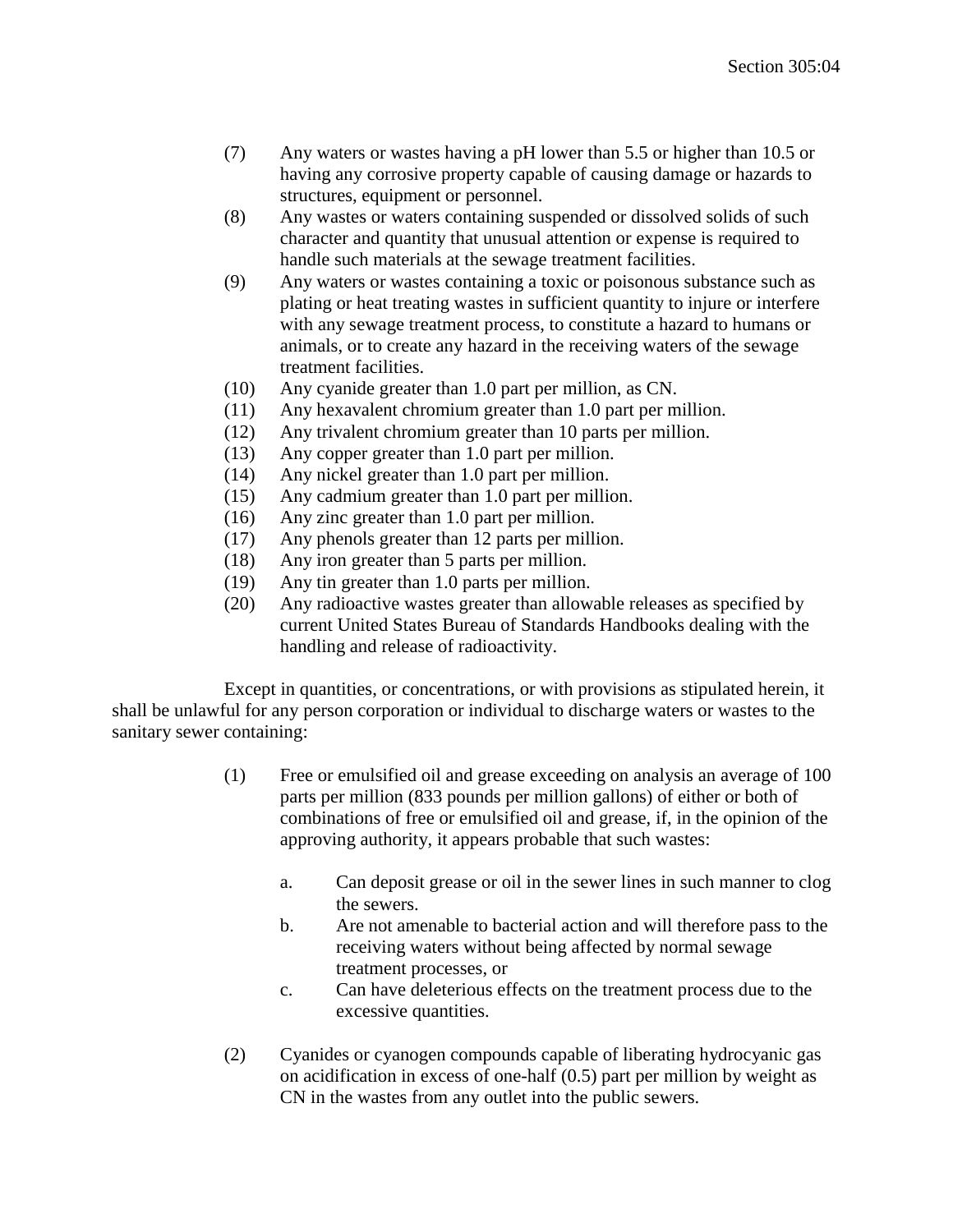(7) Any waters or wastes having a pH lower than 5.5 or higher than 10.5 or having any corrosive property capable of causing damage or hazards to structures, equipment or personnel.

(8) Any wastes or waters containing suspended or dissolved solids of such character and quantity that unusual attention or expense is required to handle such materials at the sewage treatment facilities.

(9) Any waters or wastes containing a toxic or poisonous substance such as plating or heat treating wastes in sufficient quantity to injure or interfere with any sewage treatment process, to constitute a hazard to humans or animals, or to create any hazard in the receiving waters of the sewage treatment facilities.

(10) Any cyanide greater than 1.0 part per million, as CN.

(11) Any hexavalent chromium greater than 1.0 part per million.

(12) Any trivalent chromium greater than 10 parts per million.

(13) Any copper greater than 1.0 part per million.

(14) Any nickel greater than 1.0 part per million.

(15) Any cadmium greater than 1.0 part per million.

(16) Any zinc greater than 1.0 part per million.

(17) Any phenols greater than 12 parts per million.

(18) Any iron greater than 5 parts per million.

(19) Any tin greater than 1.0 parts per million.

(20) Any radioactive wastes greater than allowable releases as specified by current United States Bureau of Standards Handbooks dealing with the handling and release of radioactivity.

Except in quantities, or concentrations, or with provisions as stipulated herein, it shall be unlawful for any person corporation or individual to discharge waters or wastes to the sanitary sewer containing:

(1) Free or emulsified oil and grease exceeding on analysis an average of 100 parts per million (833 pounds per million gallons) of either or both of combinations of free or emulsified oil and grease, if, in the opinion of the approving authority, it appears probable that such wastes:

  a. Can deposit grease or oil in the sewer lines in such manner to clog the sewers.

  b. Are not amenable to bacterial action and will therefore pass to the receiving waters without being affected by normal sewage treatment processes, or

  c. Can have deleterious effects on the treatment process due to the excessive quantities.

(2) Cyanides or cyanogen compounds capable of liberating hydrocyanic gas on acidification in excess of one-half (0.5) part per million by weight as CN in the wastes from any outlet into the public sewers.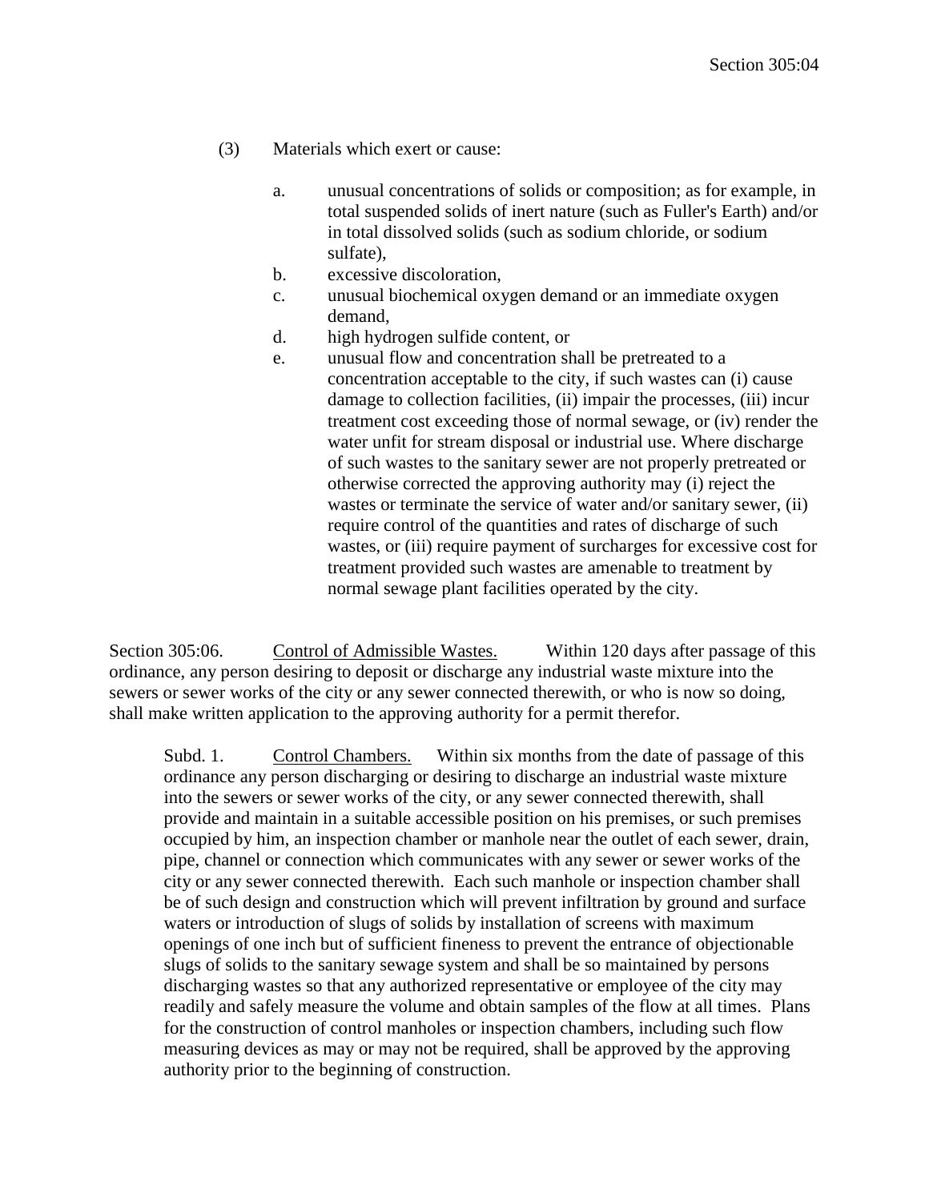(3) Materials which exert or cause:

  a. unusual concentrations of solids or composition; as for example, in total suspended solids of inert nature (such as Fuller's Earth) and/or in total dissolved solids (such as sodium chloride, or sodium sulfate),
  b. excessive discoloration,
  c. unusual biochemical oxygen demand or an immediate oxygen demand,
  d. high hydrogen sulfide content, or
  e. unusual flow and concentration shall be pretreated to a concentration acceptable to the city, if such wastes can (i) cause damage to collection facilities, (ii) impair the processes, (iii) incur treatment cost exceeding those of normal sewage, or (iv) render the water unfit for stream disposal or industrial use. Where discharge of such wastes to the sanitary sewer are not properly pretreated or otherwise corrected the approving authority may (i) reject the wastes or terminate the service of water and/or sanitary sewer, (ii) require control of the quantities and rates of discharge of such wastes, or (iii) require payment of surcharges for excessive cost for treatment provided such wastes are amenable to treatment by normal sewage plant facilities operated by the city.

Section 305:06. Control of Admissible Wastes. Within 120 days after passage of this ordinance, any person desiring to deposit or discharge any industrial waste mixture into the sewers or sewer works of the city or any sewer connected therewith, or who is now so doing, shall make written application to the approving authority for a permit therefor.

Subd. 1. Control Chambers. Within six months from the date of passage of this ordinance any person discharging or desiring to discharge an industrial waste mixture into the sewers or sewer works of the city, or any sewer connected therewith, shall provide and maintain in a suitable accessible position on his premises, or such premises occupied by him, an inspection chamber or manhole near the outlet of each sewer, drain, pipe, channel or connection which communicates with any sewer or sewer works of the city or any sewer connected therewith. Each such manhole or inspection chamber shall be of such design and construction which will prevent infiltration by ground and surface waters or introduction of slugs of solids by installation of screens with maximum openings of one inch but of sufficient fineness to prevent the entrance of objectionable slugs of solids to the sanitary sewage system and shall be so maintained by persons discharging wastes so that any authorized representative or employee of the city may readily and safely measure the volume and obtain samples of the flow at all times. Plans for the construction of control manholes or inspection chambers, including such flow measuring devices as may or may not be required, shall be approved by the approving authority prior to the beginning of construction.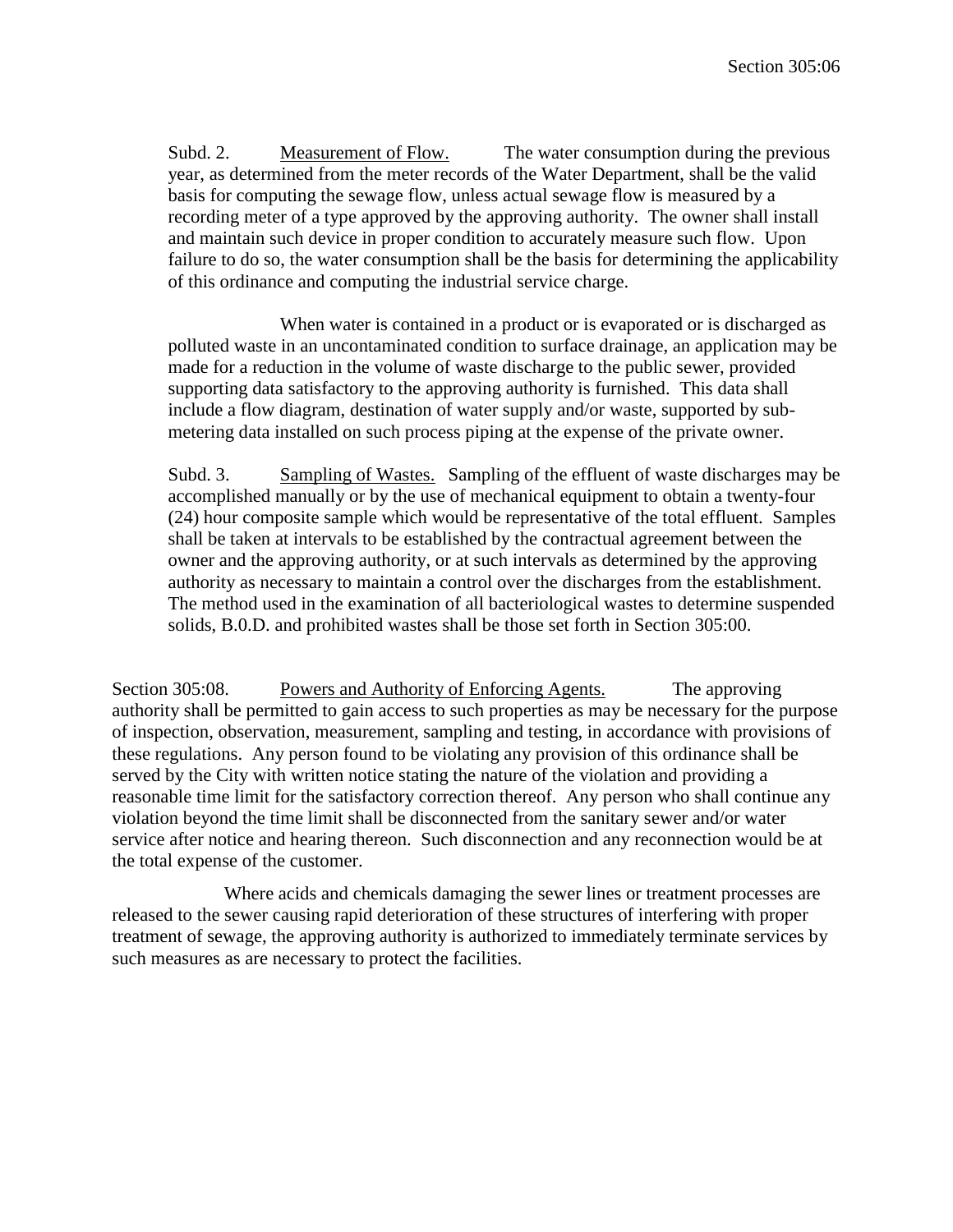Subd. 2. Measurement of Flow. The water consumption during the previous year, as determined from the meter records of the Water Department, shall be the valid basis for computing the sewage flow, unless actual sewage flow is measured by a recording meter of a type approved by the approving authority. The owner shall install and maintain such device in proper condition to accurately measure such flow. Upon failure to do so, the water consumption shall be the basis for determining the applicability of this ordinance and computing the industrial service charge.

When water is contained in a product or is evaporated or is discharged as polluted waste in an uncontaminated condition to surface drainage, an application may be made for a reduction in the volume of waste discharge to the public sewer, provided supporting data satisfactory to the approving authority is furnished. This data shall include a flow diagram, destination of water supply and/or waste, supported by sub-metering data installed on such process piping at the expense of the private owner.

Subd. 3. Sampling of Wastes. Sampling of the effluent of waste discharges may be accomplished manually or by the use of mechanical equipment to obtain a twenty-four (24) hour composite sample which would be representative of the total effluent. Samples shall be taken at intervals to be established by the contractual agreement between the owner and the approving authority, or at such intervals as determined by the approving authority as necessary to maintain a control over the discharges from the establishment. The method used in the examination of all bacteriological wastes to determine suspended solids, B.0.D. and prohibited wastes shall be those set forth in Section 305:00.

Section 305:08. Powers and Authority of Enforcing Agents. The approving authority shall be permitted to gain access to such properties as may be necessary for the purpose of inspection, observation, measurement, sampling and testing, in accordance with provisions of these regulations. Any person found to be violating any provision of this ordinance shall be served by the City with written notice stating the nature of the violation and providing a reasonable time limit for the satisfactory correction thereof. Any person who shall continue any violation beyond the time limit shall be disconnected from the sanitary sewer and/or water service after notice and hearing thereon. Such disconnection and any reconnection would be at the total expense of the customer.

Where acids and chemicals damaging the sewer lines or treatment processes are released to the sewer causing rapid deterioration of these structures of interfering with proper treatment of sewage, the approving authority is authorized to immediately terminate services by such measures as are necessary to protect the facilities.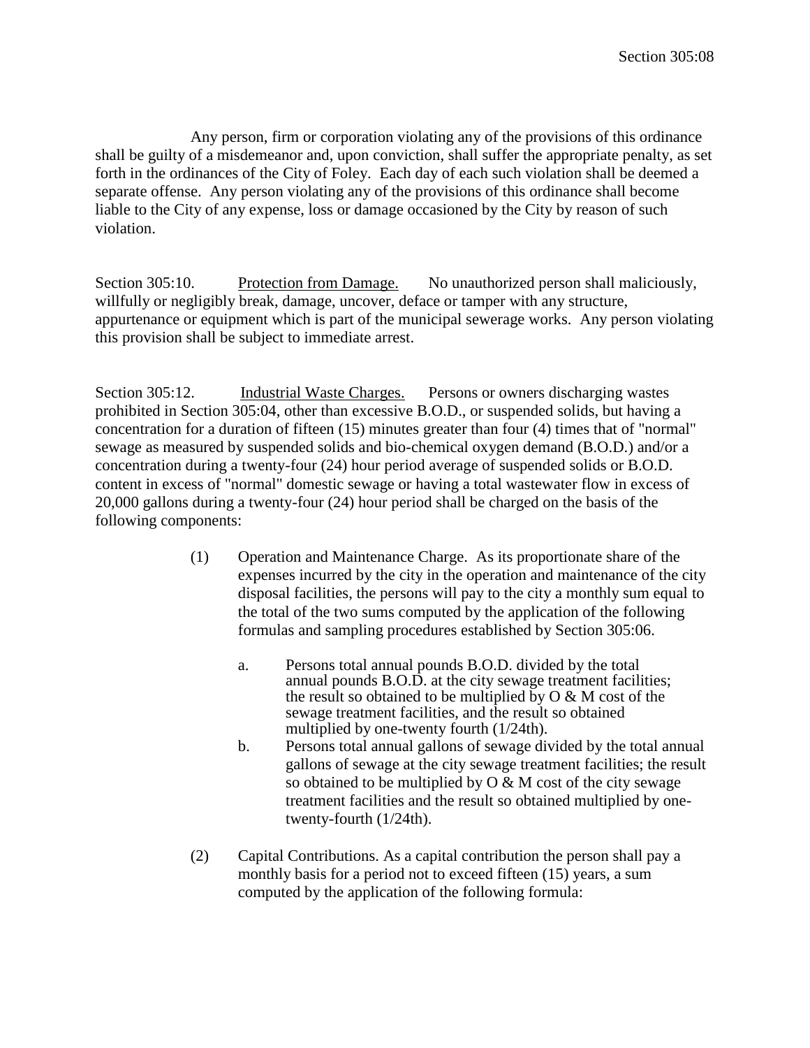Any person, firm or corporation violating any of the provisions of this ordinance shall be guilty of a misdemeanor and, upon conviction, shall suffer the appropriate penalty, as set forth in the ordinances of the City of Foley. Each day of each such violation shall be deemed a separate offense. Any person violating any of the provisions of this ordinance shall become liable to the City of any expense, loss or damage occasioned by the City by reason of such violation.

Section 305:10. Protection from Damage. No unauthorized person shall maliciously, willfully or negligibly break, damage, uncover, deface or tamper with any structure, appurtenance or equipment which is part of the municipal sewerage works. Any person violating this provision shall be subject to immediate arrest.

Section 305:12. Industrial Waste Charges. Persons or owners discharging wastes prohibited in Section 305:04, other than excessive B.O.D., or suspended solids, but having a concentration for a duration of fifteen (15) minutes greater than four (4) times that of "normal" sewage as measured by suspended solids and bio-chemical oxygen demand (B.O.D.) and/or a concentration during a twenty-four (24) hour period average of suspended solids or B.O.D. content in excess of "normal" domestic sewage or having a total wastewater flow in excess of 20,000 gallons during a twenty-four (24) hour period shall be charged on the basis of the following components:

(1) Operation and Maintenance Charge. As its proportionate share of the expenses incurred by the city in the operation and maintenance of the city disposal facilities, the persons will pay to the city a monthly sum equal to the total of the two sums computed by the application of the following formulas and sampling procedures established by Section 305:06.

   a. Persons total annual pounds B.O.D. divided by the total annual pounds B.O.D. at the city sewage treatment facilities; the result so obtained to be multiplied by O & M cost of the sewage treatment facilities, and the result so obtained multiplied by one-twenty fourth (1/24th).

   b. Persons total annual gallons of sewage divided by the total annual gallons of sewage at the city sewage treatment facilities; the result so obtained to be multiplied by O & M cost of the city sewage treatment facilities and the result so obtained multiplied by one-twenty-fourth (1/24th).

(2) Capital Contributions. As a capital contribution the person shall pay a monthly basis for a period not to exceed fifteen (15) years, a sum computed by the application of the following formula: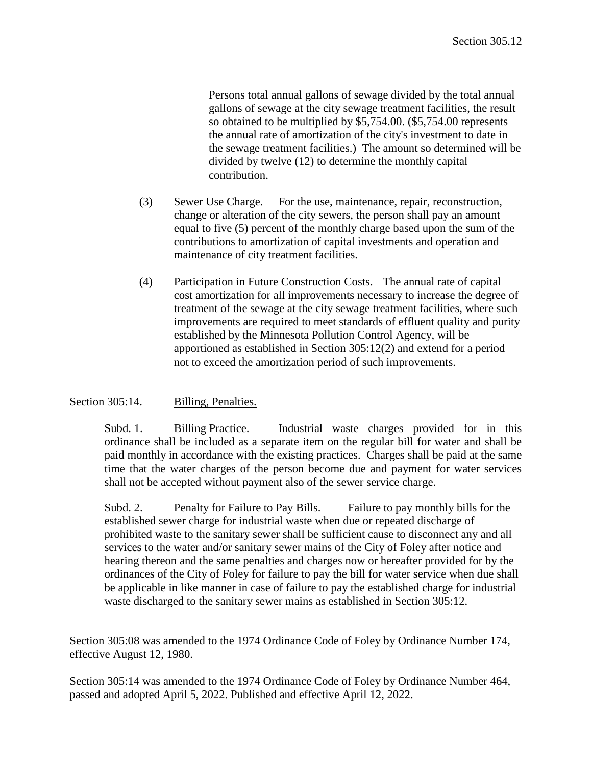Persons total annual gallons of sewage divided by the total annual gallons of sewage at the city sewage treatment facilities, the result so obtained to be multiplied by $5,754.00. ($5,754.00 represents the annual rate of amortization of the city's investment to date in the sewage treatment facilities.) The amount so determined will be divided by twelve (12) to determine the monthly capital contribution.

(3) Sewer Use Charge. For the use, maintenance, repair, reconstruction, change or alteration of the city sewers, the person shall pay an amount equal to five (5) percent of the monthly charge based upon the sum of the contributions to amortization of capital investments and operation and maintenance of city treatment facilities.

(4) Participation in Future Construction Costs. The annual rate of capital cost amortization for all improvements necessary to increase the degree of treatment of the sewage at the city sewage treatment facilities, where such improvements are required to meet standards of effluent quality and purity established by the Minnesota Pollution Control Agency, will be apportioned as established in Section 305:12(2) and extend for a period not to exceed the amortization period of such improvements.

Section 305:14. Billing, Penalties.

Subd. 1. Billing Practice. Industrial waste charges provided for in this ordinance shall be included as a separate item on the regular bill for water and shall be paid monthly in accordance with the existing practices. Charges shall be paid at the same time that the water charges of the person become due and payment for water services shall not be accepted without payment also of the sewer service charge.

Subd. 2. Penalty for Failure to Pay Bills. Failure to pay monthly bills for the established sewer charge for industrial waste when due or repeated discharge of prohibited waste to the sanitary sewer shall be sufficient cause to disconnect any and all services to the water and/or sanitary sewer mains of the City of Foley after notice and hearing thereon and the same penalties and charges now or hereafter provided for by the ordinances of the City of Foley for failure to pay the bill for water service when due shall be applicable in like manner in case of failure to pay the established charge for industrial waste discharged to the sanitary sewer mains as established in Section 305:12.

Section 305:08 was amended to the 1974 Ordinance Code of Foley by Ordinance Number 174, effective August 12, 1980.

Section 305:14 was amended to the 1974 Ordinance Code of Foley by Ordinance Number 464, passed and adopted April 5, 2022. Published and effective April 12, 2022.